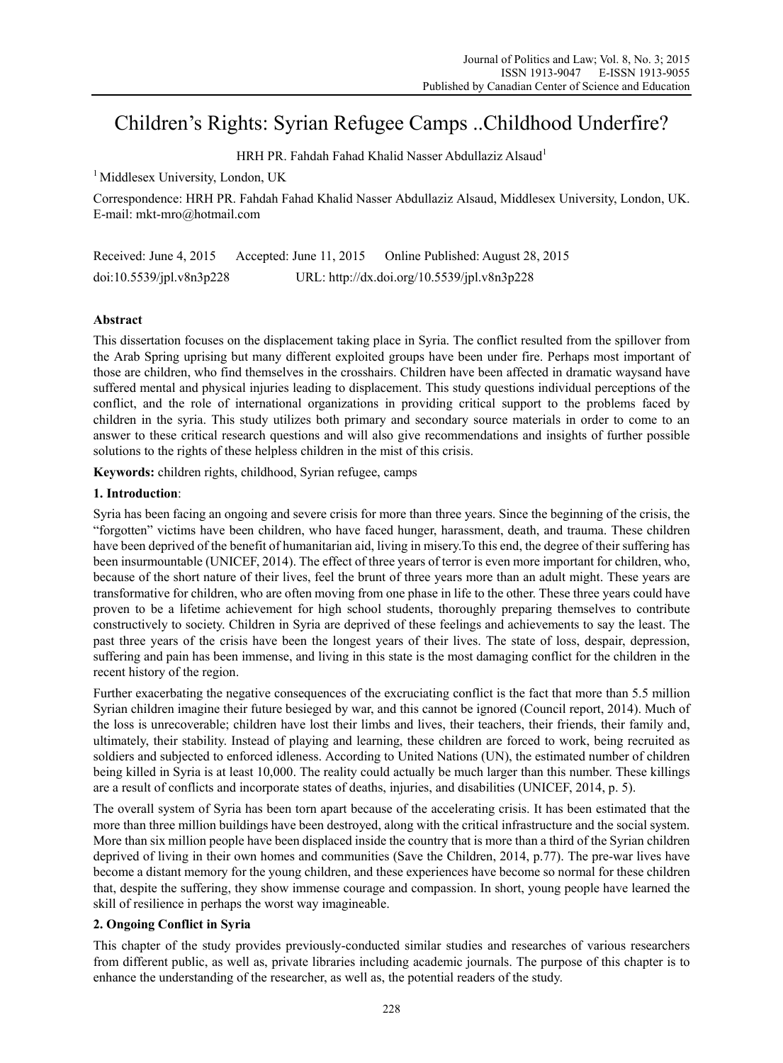# Children's Rights: Syrian Refugee Camps ..Childhood Underfire?

HRH PR. Fahdah Fahad Khalid Nasser Abdullaziz Alsaud[1]

[1] Middlesex University, London, UK

Correspondence: HRH PR. Fahdah Fahad Khalid Nasser Abdullaziz Alsaud, Middlesex University, London, UK. E-mail: mkt-mro@hotmail.com

Received: June 4, 2015 Accepted: June 11, 2015 Online Published: August 28, 2015

doi:10.5539/jpl.v8n3p228 URL: http://dx.doi.org/10.5539/jpl.v8n3p228

## Abstract

This dissertation focuses on the displacement taking place in Syria. The conflict resulted from the spillover from the Arab Spring uprising but many different exploited groups have been under fire. Perhaps most important of those are children, who find themselves in the crosshairs. Children have been affected in dramatic waysand have suffered mental and physical injuries leading to displacement. This study questions individual perceptions of the conflict, and the role of international organizations in providing critical support to the problems faced by children in the syria. This study utilizes both primary and secondary source materials in order to come to an answer to these critical research questions and will also give recommendations and insights of further possible solutions to the rights of these helpless children in the mist of this crisis.

**Keywords:** children rights, childhood, Syrian refugee, camps

## 1. Introduction:

Syria has been facing an ongoing and severe crisis for more than three years. Since the beginning of the crisis, the "forgotten" victims have been children, who have faced hunger, harassment, death, and trauma. These children have been deprived of the benefit of humanitarian aid, living in misery.To this end, the degree of their suffering has been insurmountable (UNICEF, 2014). The effect of three years of terror is even more important for children, who, because of the short nature of their lives, feel the brunt of three years more than an adult might. These years are transformative for children, who are often moving from one phase in life to the other. These three years could have proven to be a lifetime achievement for high school students, thoroughly preparing themselves to contribute constructively to society. Children in Syria are deprived of these feelings and achievements to say the least. The past three years of the crisis have been the longest years of their lives. The state of loss, despair, depression, suffering and pain has been immense, and living in this state is the most damaging conflict for the children in the recent history of the region.

Further exacerbating the negative consequences of the excruciating conflict is the fact that more than 5.5 million Syrian children imagine their future besieged by war, and this cannot be ignored (Council report, 2014). Much of the loss is unrecoverable; children have lost their limbs and lives, their teachers, their friends, their family and, ultimately, their stability. Instead of playing and learning, these children are forced to work, being recruited as soldiers and subjected to enforced idleness. According to United Nations (UN), the estimated number of children being killed in Syria is at least 10,000. The reality could actually be much larger than this number. These killings are a result of conflicts and incorporate states of deaths, injuries, and disabilities (UNICEF, 2014, p. 5).

The overall system of Syria has been torn apart because of the accelerating crisis. It has been estimated that the more than three million buildings have been destroyed, along with the critical infrastructure and the social system. More than six million people have been displaced inside the country that is more than a third of the Syrian children deprived of living in their own homes and communities (Save the Children, 2014, p.77). The pre-war lives have become a distant memory for the young children, and these experiences have become so normal for these children that, despite the suffering, they show immense courage and compassion. In short, young people have learned the skill of resilience in perhaps the worst way imagineable.

## 2. Ongoing Conflict in Syria

This chapter of the study provides previously-conducted similar studies and researches of various researchers from different public, as well as, private libraries including academic journals. The purpose of this chapter is to enhance the understanding of the researcher, as well as, the potential readers of the study.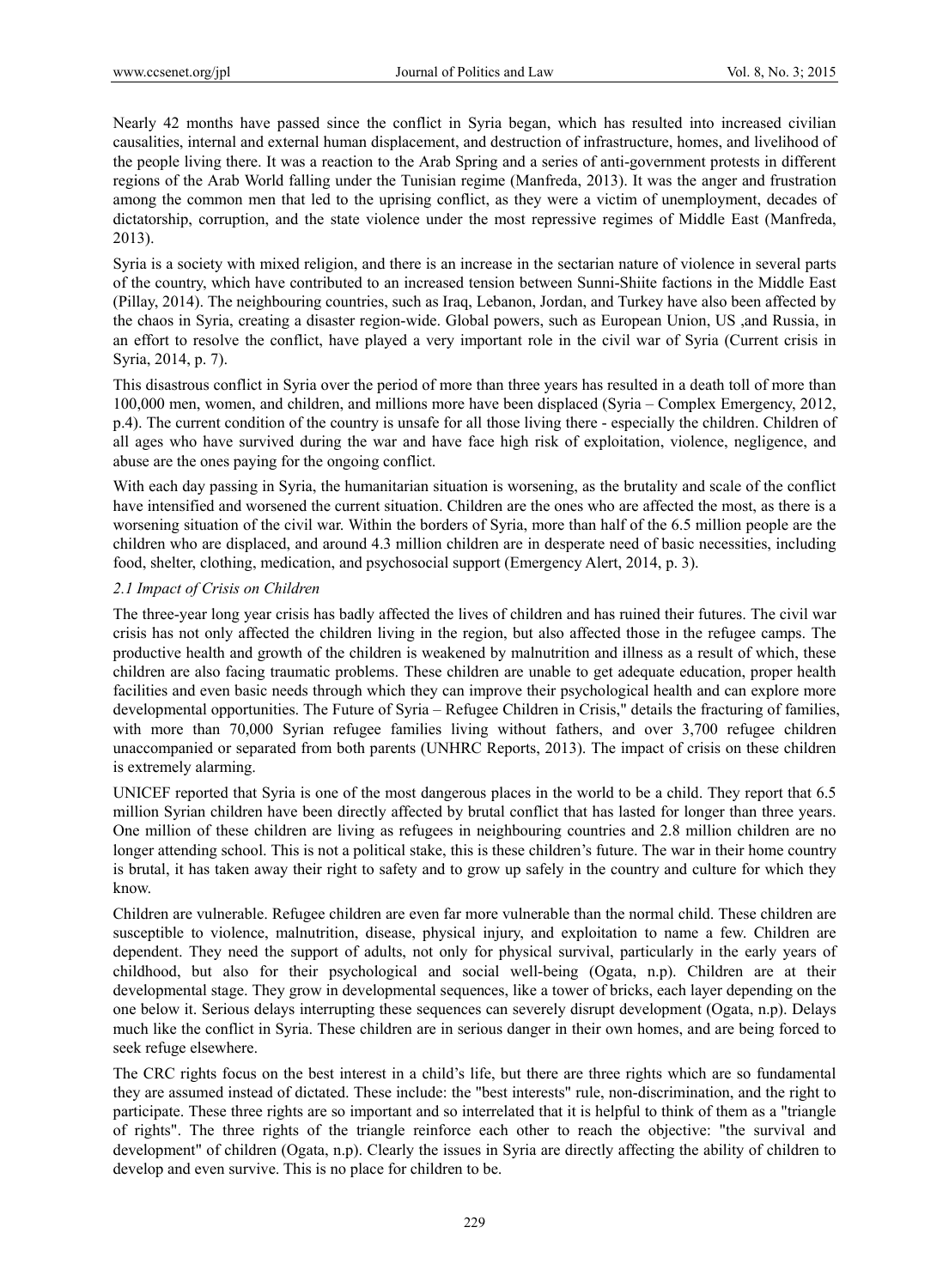Nearly 42 months have passed since the conflict in Syria began, which has resulted into increased civilian causalities, internal and external human displacement, and destruction of infrastructure, homes, and livelihood of the people living there. It was a reaction to the Arab Spring and a series of anti-government protests in different regions of the Arab World falling under the Tunisian regime (Manfreda, 2013). It was the anger and frustration among the common men that led to the uprising conflict, as they were a victim of unemployment, decades of dictatorship, corruption, and the state violence under the most repressive regimes of Middle East (Manfreda, 2013).

Syria is a society with mixed religion, and there is an increase in the sectarian nature of violence in several parts of the country, which have contributed to an increased tension between Sunni-Shiite factions in the Middle East (Pillay, 2014). The neighbouring countries, such as Iraq, Lebanon, Jordan, and Turkey have also been affected by the chaos in Syria, creating a disaster region-wide. Global powers, such as European Union, US ,and Russia, in an effort to resolve the conflict, have played a very important role in the civil war of Syria (Current crisis in Syria, 2014, p. 7).

This disastrous conflict in Syria over the period of more than three years has resulted in a death toll of more than 100,000 men, women, and children, and millions more have been displaced (Syria – Complex Emergency, 2012, p.4). The current condition of the country is unsafe for all those living there - especially the children. Children of all ages who have survived during the war and have face high risk of exploitation, violence, negligence, and abuse are the ones paying for the ongoing conflict.

With each day passing in Syria, the humanitarian situation is worsening, as the brutality and scale of the conflict have intensified and worsened the current situation. Children are the ones who are affected the most, as there is a worsening situation of the civil war. Within the borders of Syria, more than half of the 6.5 million people are the children who are displaced, and around 4.3 million children are in desperate need of basic necessities, including food, shelter, clothing, medication, and psychosocial support (Emergency Alert, 2014, p. 3).

### *2.1 Impact of Crisis on Children*

The three-year long year crisis has badly affected the lives of children and has ruined their futures. The civil war crisis has not only affected the children living in the region, but also affected those in the refugee camps. The productive health and growth of the children is weakened by malnutrition and illness as a result of which, these children are also facing traumatic problems. These children are unable to get adequate education, proper health facilities and even basic needs through which they can improve their psychological health and can explore more developmental opportunities. The Future of Syria – Refugee Children in Crisis," details the fracturing of families, with more than 70,000 Syrian refugee families living without fathers, and over 3,700 refugee children unaccompanied or separated from both parents (UNHRC Reports, 2013). The impact of crisis on these children is extremely alarming.

UNICEF reported that Syria is one of the most dangerous places in the world to be a child. They report that 6.5 million Syrian children have been directly affected by brutal conflict that has lasted for longer than three years. One million of these children are living as refugees in neighbouring countries and 2.8 million children are no longer attending school. This is not a political stake, this is these children's future. The war in their home country is brutal, it has taken away their right to safety and to grow up safely in the country and culture for which they know.

Children are vulnerable. Refugee children are even far more vulnerable than the normal child. These children are susceptible to violence, malnutrition, disease, physical injury, and exploitation to name a few. Children are dependent. They need the support of adults, not only for physical survival, particularly in the early years of childhood, but also for their psychological and social well-being (Ogata, n.p). Children are at their developmental stage. They grow in developmental sequences, like a tower of bricks, each layer depending on the one below it. Serious delays interrupting these sequences can severely disrupt development (Ogata, n.p). Delays much like the conflict in Syria. These children are in serious danger in their own homes, and are being forced to seek refuge elsewhere.

The CRC rights focus on the best interest in a child's life, but there are three rights which are so fundamental they are assumed instead of dictated. These include: the "best interests" rule, non-discrimination, and the right to participate. These three rights are so important and so interrelated that it is helpful to think of them as a "triangle of rights". The three rights of the triangle reinforce each other to reach the objective: "the survival and development" of children (Ogata, n.p). Clearly the issues in Syria are directly affecting the ability of children to develop and even survive. This is no place for children to be.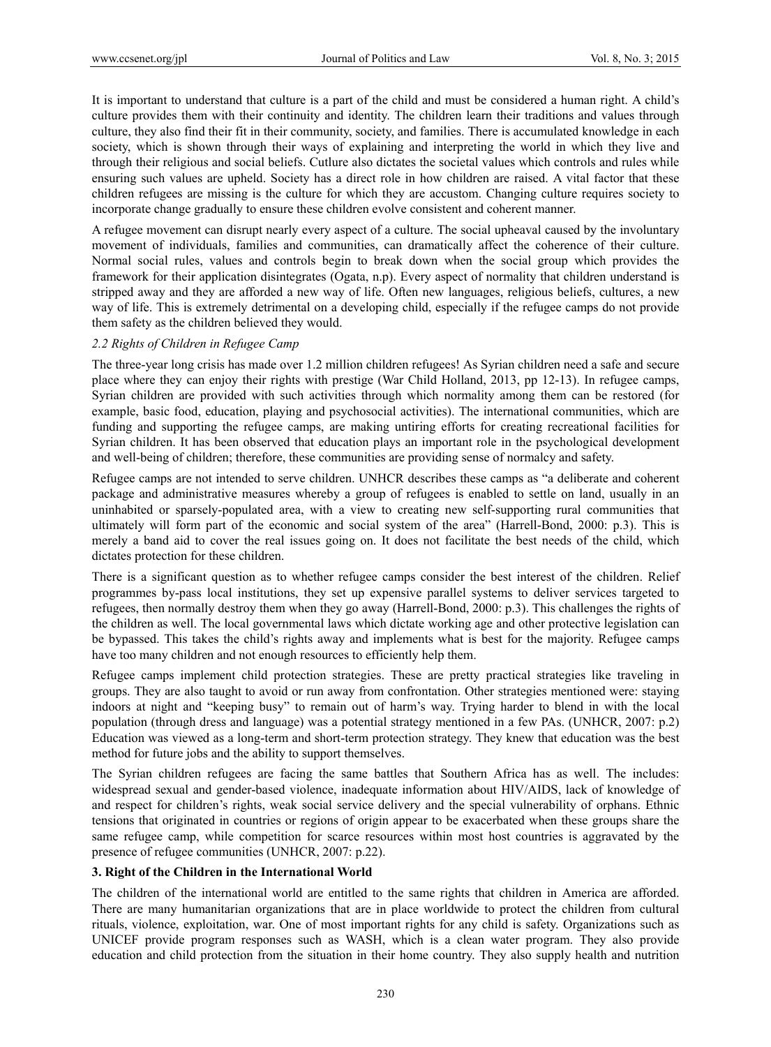It is important to understand that culture is a part of the child and must be considered a human right. A child's culture provides them with their continuity and identity. The children learn their traditions and values through culture, they also find their fit in their community, society, and families. There is accumulated knowledge in each society, which is shown through their ways of explaining and interpreting the world in which they live and through their religious and social beliefs. Cutlure also dictates the societal values which controls and rules while ensuring such values are upheld. Society has a direct role in how children are raised. A vital factor that these children refugees are missing is the culture for which they are accustom. Changing culture requires society to incorporate change gradually to ensure these children evolve consistent and coherent manner.

A refugee movement can disrupt nearly every aspect of a culture. The social upheaval caused by the involuntary movement of individuals, families and communities, can dramatically affect the coherence of their culture. Normal social rules, values and controls begin to break down when the social group which provides the framework for their application disintegrates (Ogata, n.p). Every aspect of normality that children understand is stripped away and they are afforded a new way of life. Often new languages, religious beliefs, cultures, a new way of life. This is extremely detrimental on a developing child, especially if the refugee camps do not provide them safety as the children believed they would.

*2.2 Rights of Children in Refugee Camp*

The three-year long crisis has made over 1.2 million children refugees! As Syrian children need a safe and secure place where they can enjoy their rights with prestige (War Child Holland, 2013, pp 12-13). In refugee camps, Syrian children are provided with such activities through which normality among them can be restored (for example, basic food, education, playing and psychosocial activities). The international communities, which are funding and supporting the refugee camps, are making untiring efforts for creating recreational facilities for Syrian children. It has been observed that education plays an important role in the psychological development and well-being of children; therefore, these communities are providing sense of normalcy and safety.

Refugee camps are not intended to serve children. UNHCR describes these camps as "a deliberate and coherent package and administrative measures whereby a group of refugees is enabled to settle on land, usually in an uninhabited or sparsely-populated area, with a view to creating new self-supporting rural communities that ultimately will form part of the economic and social system of the area" (Harrell-Bond, 2000: p.3). This is merely a band aid to cover the real issues going on. It does not facilitate the best needs of the child, which dictates protection for these children.

There is a significant question as to whether refugee camps consider the best interest of the children. Relief programmes by-pass local institutions, they set up expensive parallel systems to deliver services targeted to refugees, then normally destroy them when they go away (Harrell-Bond, 2000: p.3). This challenges the rights of the children as well. The local governmental laws which dictate working age and other protective legislation can be bypassed. This takes the child's rights away and implements what is best for the majority. Refugee camps have too many children and not enough resources to efficiently help them.

Refugee camps implement child protection strategies. These are pretty practical strategies like traveling in groups. They are also taught to avoid or run away from confrontation. Other strategies mentioned were: staying indoors at night and "keeping busy" to remain out of harm's way. Trying harder to blend in with the local population (through dress and language) was a potential strategy mentioned in a few PAs. (UNHCR, 2007: p.2) Education was viewed as a long-term and short-term protection strategy. They knew that education was the best method for future jobs and the ability to support themselves.

The Syrian children refugees are facing the same battles that Southern Africa has as well. The includes: widespread sexual and gender-based violence, inadequate information about HIV/AIDS, lack of knowledge of and respect for children's rights, weak social service delivery and the special vulnerability of orphans. Ethnic tensions that originated in countries or regions of origin appear to be exacerbated when these groups share the same refugee camp, while competition for scarce resources within most host countries is aggravated by the presence of refugee communities (UNHCR, 2007: p.22).

**3. Right of the Children in the International World**

The children of the international world are entitled to the same rights that children in America are afforded. There are many humanitarian organizations that are in place worldwide to protect the children from cultural rituals, violence, exploitation, war. One of most important rights for any child is safety. Organizations such as UNICEF provide program responses such as WASH, which is a clean water program. They also provide education and child protection from the situation in their home country. They also supply health and nutrition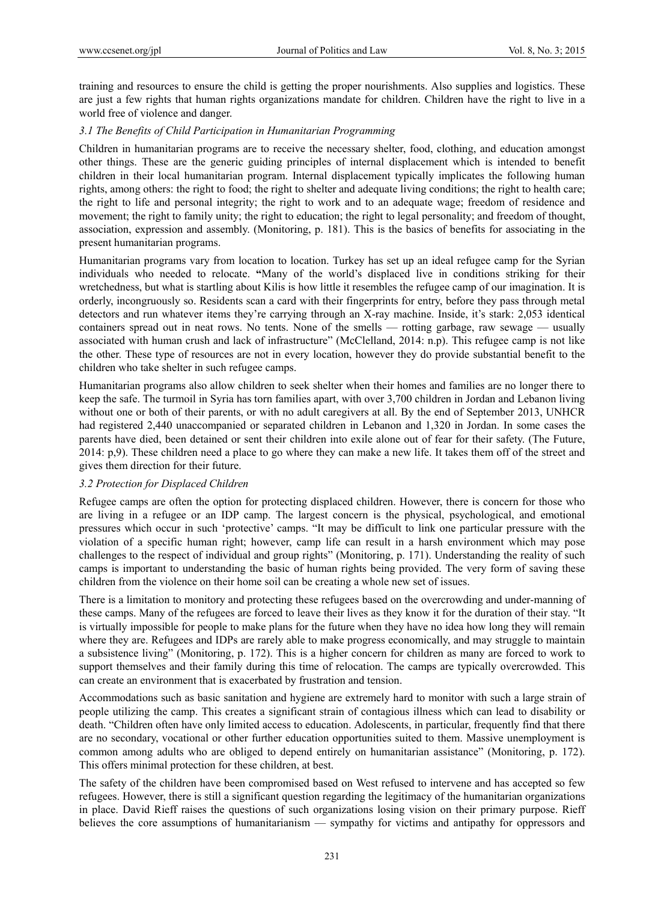training and resources to ensure the child is getting the proper nourishments. Also supplies and logistics. These are just a few rights that human rights organizations mandate for children. Children have the right to live in a world free of violence and danger.

### *3.1 The Benefits of Child Participation in Humanitarian Programming*

Children in humanitarian programs are to receive the necessary shelter, food, clothing, and education amongst other things. These are the generic guiding principles of internal displacement which is intended to benefit children in their local humanitarian program. Internal displacement typically implicates the following human rights, among others: the right to food; the right to shelter and adequate living conditions; the right to health care; the right to life and personal integrity; the right to work and to an adequate wage; freedom of residence and movement; the right to family unity; the right to education; the right to legal personality; and freedom of thought, association, expression and assembly. (Monitoring, p. 181). This is the basics of benefits for associating in the present humanitarian programs.

Humanitarian programs vary from location to location. Turkey has set up an ideal refugee camp for the Syrian individuals who needed to relocate. **"**Many of the world's displaced live in conditions striking for their wretchedness, but what is startling about Kilis is how little it resembles the refugee camp of our imagination. It is orderly, incongruously so. Residents scan a card with their fingerprints for entry, before they pass through metal detectors and run whatever items they're carrying through an X-ray machine. Inside, it's stark: 2,053 identical containers spread out in neat rows. No tents. None of the smells — rotting garbage, raw sewage — usually associated with human crush and lack of infrastructure" (McClelland, 2014: n.p). This refugee camp is not like the other. These type of resources are not in every location, however they do provide substantial benefit to the children who take shelter in such refugee camps.

Humanitarian programs also allow children to seek shelter when their homes and families are no longer there to keep the safe. The turmoil in Syria has torn families apart, with over 3,700 children in Jordan and Lebanon living without one or both of their parents, or with no adult caregivers at all. By the end of September 2013, UNHCR had registered 2,440 unaccompanied or separated children in Lebanon and 1,320 in Jordan. In some cases the parents have died, been detained or sent their children into exile alone out of fear for their safety. (The Future, 2014: p,9). These children need a place to go where they can make a new life. It takes them off of the street and gives them direction for their future.

### *3.2 Protection for Displaced Children*

Refugee camps are often the option for protecting displaced children. However, there is concern for those who are living in a refugee or an IDP camp. The largest concern is the physical, psychological, and emotional pressures which occur in such 'protective' camps. "It may be difficult to link one particular pressure with the violation of a specific human right; however, camp life can result in a harsh environment which may pose challenges to the respect of individual and group rights" (Monitoring, p. 171). Understanding the reality of such camps is important to understanding the basic of human rights being provided. The very form of saving these children from the violence on their home soil can be creating a whole new set of issues.

There is a limitation to monitory and protecting these refugees based on the overcrowding and under-manning of these camps. Many of the refugees are forced to leave their lives as they know it for the duration of their stay. "It is virtually impossible for people to make plans for the future when they have no idea how long they will remain where they are. Refugees and IDPs are rarely able to make progress economically, and may struggle to maintain a subsistence living" (Monitoring, p. 172). This is a higher concern for children as many are forced to work to support themselves and their family during this time of relocation. The camps are typically overcrowded. This can create an environment that is exacerbated by frustration and tension.

Accommodations such as basic sanitation and hygiene are extremely hard to monitor with such a large strain of people utilizing the camp. This creates a significant strain of contagious illness which can lead to disability or death. "Children often have only limited access to education. Adolescents, in particular, frequently find that there are no secondary, vocational or other further education opportunities suited to them. Massive unemployment is common among adults who are obliged to depend entirely on humanitarian assistance" (Monitoring, p. 172). This offers minimal protection for these children, at best.

The safety of the children have been compromised based on West refused to intervene and has accepted so few refugees. However, there is still a significant question regarding the legitimacy of the humanitarian organizations in place. David Rieff raises the questions of such organizations losing vision on their primary purpose. Rieff believes the core assumptions of humanitarianism — sympathy for victims and antipathy for oppressors and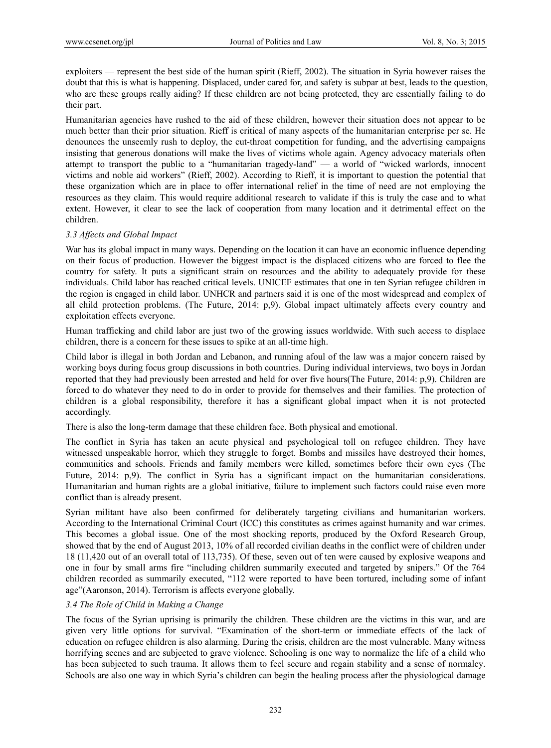exploiters — represent the best side of the human spirit (Rieff, 2002). The situation in Syria however raises the doubt that this is what is happening. Displaced, under cared for, and safety is subpar at best, leads to the question, who are these groups really aiding? If these children are not being protected, they are essentially failing to do their part.

Humanitarian agencies have rushed to the aid of these children, however their situation does not appear to be much better than their prior situation. Rieff is critical of many aspects of the humanitarian enterprise per se. He denounces the unseemly rush to deploy, the cut-throat competition for funding, and the advertising campaigns insisting that generous donations will make the lives of victims whole again. Agency advocacy materials often attempt to transport the public to a "humanitarian tragedy-land" — a world of "wicked warlords, innocent victims and noble aid workers" (Rieff, 2002). According to Rieff, it is important to question the potential that these organization which are in place to offer international relief in the time of need are not employing the resources as they claim. This would require additional research to validate if this is truly the case and to what extent. However, it clear to see the lack of cooperation from many location and it detrimental effect on the children.

### *3.3 Affects and Global Impact*

War has its global impact in many ways. Depending on the location it can have an economic influence depending on their focus of production. However the biggest impact is the displaced citizens who are forced to flee the country for safety. It puts a significant strain on resources and the ability to adequately provide for these individuals. Child labor has reached critical levels. UNICEF estimates that one in ten Syrian refugee children in the region is engaged in child labor. UNHCR and partners said it is one of the most widespread and complex of all child protection problems. (The Future, 2014: p,9). Global impact ultimately affects every country and exploitation effects everyone.

Human trafficking and child labor are just two of the growing issues worldwide. With such access to displace children, there is a concern for these issues to spike at an all-time high.

Child labor is illegal in both Jordan and Lebanon, and running afoul of the law was a major concern raised by working boys during focus group discussions in both countries. During individual interviews, two boys in Jordan reported that they had previously been arrested and held for over five hours(The Future, 2014: p,9). Children are forced to do whatever they need to do in order to provide for themselves and their families. The protection of children is a global responsibility, therefore it has a significant global impact when it is not protected accordingly.

There is also the long-term damage that these children face. Both physical and emotional.

The conflict in Syria has taken an acute physical and psychological toll on refugee children. They have witnessed unspeakable horror, which they struggle to forget. Bombs and missiles have destroyed their homes, communities and schools. Friends and family members were killed, sometimes before their own eyes (The Future, 2014: p,9). The conflict in Syria has a significant impact on the humanitarian considerations. Humanitarian and human rights are a global initiative, failure to implement such factors could raise even more conflict than is already present.

Syrian militant have also been confirmed for deliberately targeting civilians and humanitarian workers. According to the International Criminal Court (ICC) this constitutes as crimes against humanity and war crimes. This becomes a global issue. One of the most shocking reports, produced by the Oxford Research Group, showed that by the end of August 2013, 10% of all recorded civilian deaths in the conflict were of children under 18 (11,420 out of an overall total of 113,735). Of these, seven out of ten were caused by explosive weapons and one in four by small arms fire "including children summarily executed and targeted by snipers." Of the 764 children recorded as summarily executed, "112 were reported to have been tortured, including some of infant age"(Aaronson, 2014). Terrorism is affects everyone globally.

### *3.4 The Role of Child in Making a Change*

The focus of the Syrian uprising is primarily the children. These children are the victims in this war, and are given very little options for survival. "Examination of the short-term or immediate effects of the lack of education on refugee children is also alarming. During the crisis, children are the most vulnerable. Many witness horrifying scenes and are subjected to grave violence. Schooling is one way to normalize the life of a child who has been subjected to such trauma. It allows them to feel secure and regain stability and a sense of normalcy. Schools are also one way in which Syria's children can begin the healing process after the physiological damage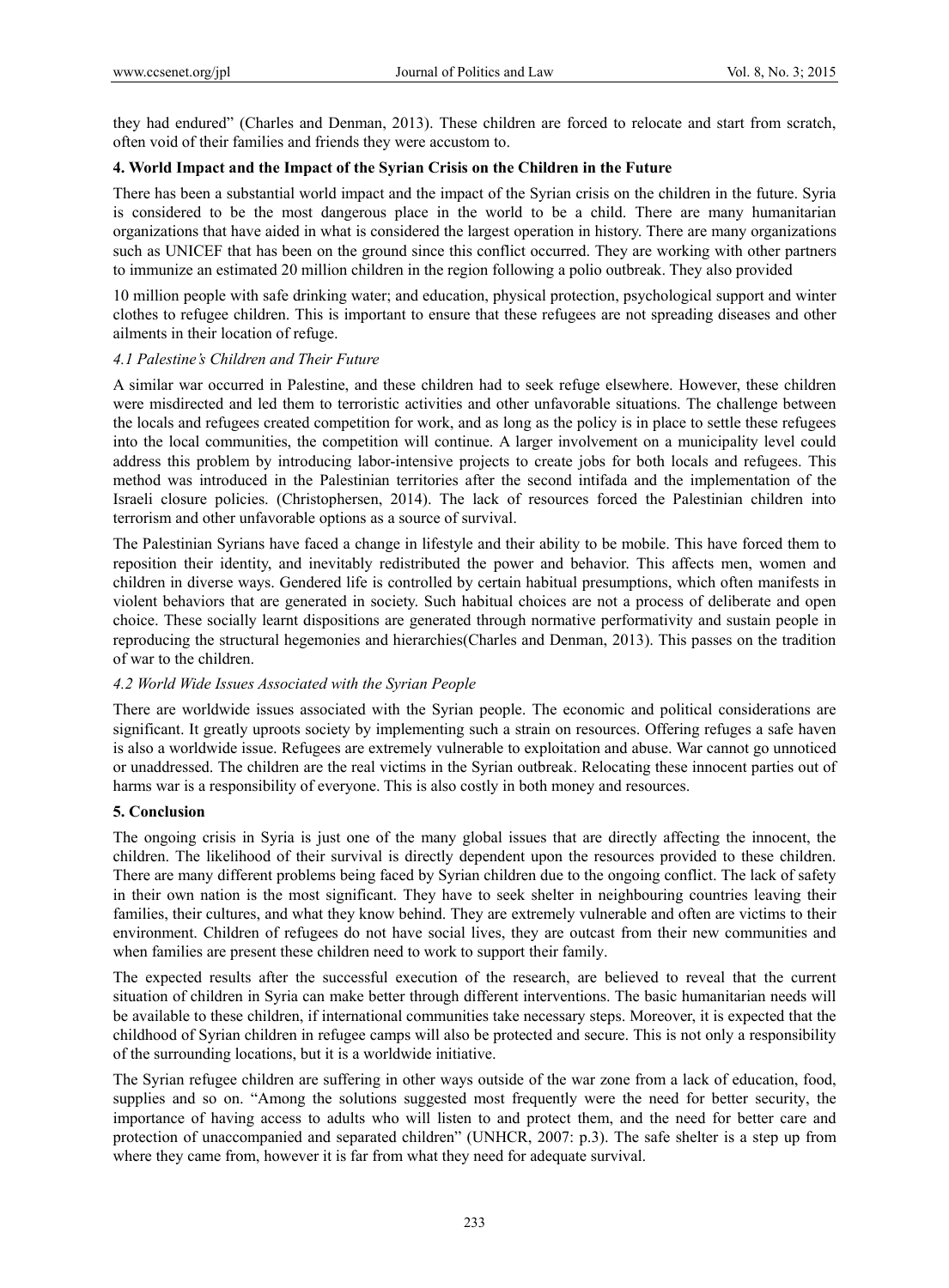they had endured" (Charles and Denman, 2013). These children are forced to relocate and start from scratch, often void of their families and friends they were accustom to.

## 4. World Impact and the Impact of the Syrian Crisis on the Children in the Future

There has been a substantial world impact and the impact of the Syrian crisis on the children in the future. Syria is considered to be the most dangerous place in the world to be a child. There are many humanitarian organizations that have aided in what is considered the largest operation in history. There are many organizations such as UNICEF that has been on the ground since this conflict occurred. They are working with other partners to immunize an estimated 20 million children in the region following a polio outbreak. They also provided 10 million people with safe drinking water; and education, physical protection, psychological support and winter clothes to refugee children. This is important to ensure that these refugees are not spreading diseases and other ailments in their location of refuge.

### *4.1 Palestine's Children and Their Future*

A similar war occurred in Palestine, and these children had to seek refuge elsewhere. However, these children were misdirected and led them to terroristic activities and other unfavorable situations. The challenge between the locals and refugees created competition for work, and as long as the policy is in place to settle these refugees into the local communities, the competition will continue. A larger involvement on a municipality level could address this problem by introducing labor-intensive projects to create jobs for both locals and refugees. This method was introduced in the Palestinian territories after the second intifada and the implementation of the Israeli closure policies. (Christophersen, 2014). The lack of resources forced the Palestinian children into terrorism and other unfavorable options as a source of survival.

The Palestinian Syrians have faced a change in lifestyle and their ability to be mobile. This have forced them to reposition their identity, and inevitably redistributed the power and behavior. This affects men, women and children in diverse ways. Gendered life is controlled by certain habitual presumptions, which often manifests in violent behaviors that are generated in society. Such habitual choices are not a process of deliberate and open choice. These socially learnt dispositions are generated through normative performativity and sustain people in reproducing the structural hegemonies and hierarchies(Charles and Denman, 2013). This passes on the tradition of war to the children.

### *4.2 World Wide Issues Associated with the Syrian People*

There are worldwide issues associated with the Syrian people. The economic and political considerations are significant. It greatly uproots society by implementing such a strain on resources. Offering refuges a safe haven is also a worldwide issue. Refugees are extremely vulnerable to exploitation and abuse. War cannot go unnoticed or unaddressed. The children are the real victims in the Syrian outbreak. Relocating these innocent parties out of harms war is a responsibility of everyone. This is also costly in both money and resources.

## 5. Conclusion

The ongoing crisis in Syria is just one of the many global issues that are directly affecting the innocent, the children. The likelihood of their survival is directly dependent upon the resources provided to these children. There are many different problems being faced by Syrian children due to the ongoing conflict. The lack of safety in their own nation is the most significant. They have to seek shelter in neighbouring countries leaving their families, their cultures, and what they know behind. They are extremely vulnerable and often are victims to their environment. Children of refugees do not have social lives, they are outcast from their new communities and when families are present these children need to work to support their family.

The expected results after the successful execution of the research, are believed to reveal that the current situation of children in Syria can make better through different interventions. The basic humanitarian needs will be available to these children, if international communities take necessary steps. Moreover, it is expected that the childhood of Syrian children in refugee camps will also be protected and secure. This is not only a responsibility of the surrounding locations, but it is a worldwide initiative.

The Syrian refugee children are suffering in other ways outside of the war zone from a lack of education, food, supplies and so on. "Among the solutions suggested most frequently were the need for better security, the importance of having access to adults who will listen to and protect them, and the need for better care and protection of unaccompanied and separated children" (UNHCR, 2007: p.3). The safe shelter is a step up from where they came from, however it is far from what they need for adequate survival.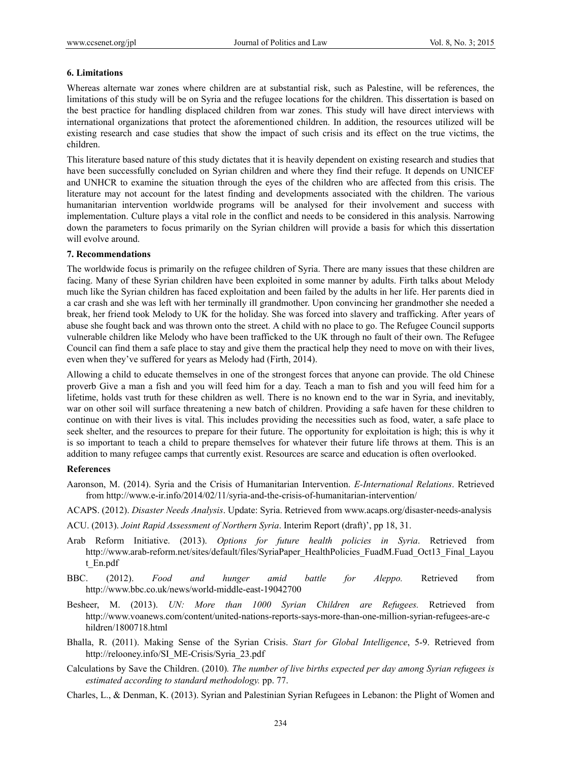### 6. Limitations

Whereas alternate war zones where children are at substantial risk, such as Palestine, will be references, the limitations of this study will be on Syria and the refugee locations for the children. This dissertation is based on the best practice for handling displaced children from war zones. This study will have direct interviews with international organizations that protect the aforementioned children. In addition, the resources utilized will be existing research and case studies that show the impact of such crisis and its effect on the true victims, the children.

This literature based nature of this study dictates that it is heavily dependent on existing research and studies that have been successfully concluded on Syrian children and where they find their refuge. It depends on UNICEF and UNHCR to examine the situation through the eyes of the children who are affected from this crisis. The literature may not account for the latest finding and developments associated with the children. The various humanitarian intervention worldwide programs will be analysed for their involvement and success with implementation. Culture plays a vital role in the conflict and needs to be considered in this analysis. Narrowing down the parameters to focus primarily on the Syrian children will provide a basis for which this dissertation will evolve around.

### 7. Recommendations

The worldwide focus is primarily on the refugee children of Syria. There are many issues that these children are facing. Many of these Syrian children have been exploited in some manner by adults. Firth talks about Melody much like the Syrian children has faced exploitation and been failed by the adults in her life. Her parents died in a car crash and she was left with her terminally ill grandmother. Upon convincing her grandmother she needed a break, her friend took Melody to UK for the holiday. She was forced into slavery and trafficking. After years of abuse she fought back and was thrown onto the street. A child with no place to go. The Refugee Council supports vulnerable children like Melody who have been trafficked to the UK through no fault of their own. The Refugee Council can find them a safe place to stay and give them the practical help they need to move on with their lives, even when they've suffered for years as Melody had (Firth, 2014).

Allowing a child to educate themselves in one of the strongest forces that anyone can provide. The old Chinese proverb Give a man a fish and you will feed him for a day. Teach a man to fish and you will feed him for a lifetime, holds vast truth for these children as well. There is no known end to the war in Syria, and inevitably, war on other soil will surface threatening a new batch of children. Providing a safe haven for these children to continue on with their lives is vital. This includes providing the necessities such as food, water, a safe place to seek shelter, and the resources to prepare for their future. The opportunity for exploitation is high; this is why it is so important to teach a child to prepare themselves for whatever their future life throws at them. This is an addition to many refugee camps that currently exist. Resources are scarce and education is often overlooked.

### References

Aaronson, M. (2014). Syria and the Crisis of Humanitarian Intervention. *E-International Relations*. Retrieved from http://www.e-ir.info/2014/02/11/syria-and-the-crisis-of-humanitarian-intervention/

ACAPS. (2012). *Disaster Needs Analysis*. Update: Syria. Retrieved from www.acaps.org/disaster-needs-analysis

ACU. (2013). *Joint Rapid Assessment of Northern Syria*. Interim Report (draft)', pp 18, 31.

Arab Reform Initiative. (2013). *Options for future health policies in Syria*. Retrieved from http://www.arab-reform.net/sites/default/files/SyriaPaper_HealthPolicies_FuadM.Fuad_Oct13_Final_Layout_En.pdf

BBC. (2012). *Food and hunger amid battle for Aleppo.* Retrieved from http://www.bbc.co.uk/news/world-middle-east-19042700

Besheer, M. (2013). *UN: More than 1000 Syrian Children are Refugees.* Retrieved from http://www.voanews.com/content/united-nations-reports-says-more-than-one-million-syrian-refugees-are-children/1800718.html

Bhalla, R. (2011). Making Sense of the Syrian Crisis. *Start for Global Intelligence*, 5-9. Retrieved from http://relooney.info/SI_ME-Crisis/Syria_23.pdf

Calculations by Save the Children. (2010). *The number of live births expected per day among Syrian refugees is estimated according to standard methodology.* pp. 77.

Charles, L., & Denman, K. (2013). Syrian and Palestinian Syrian Refugees in Lebanon: the Plight of Women and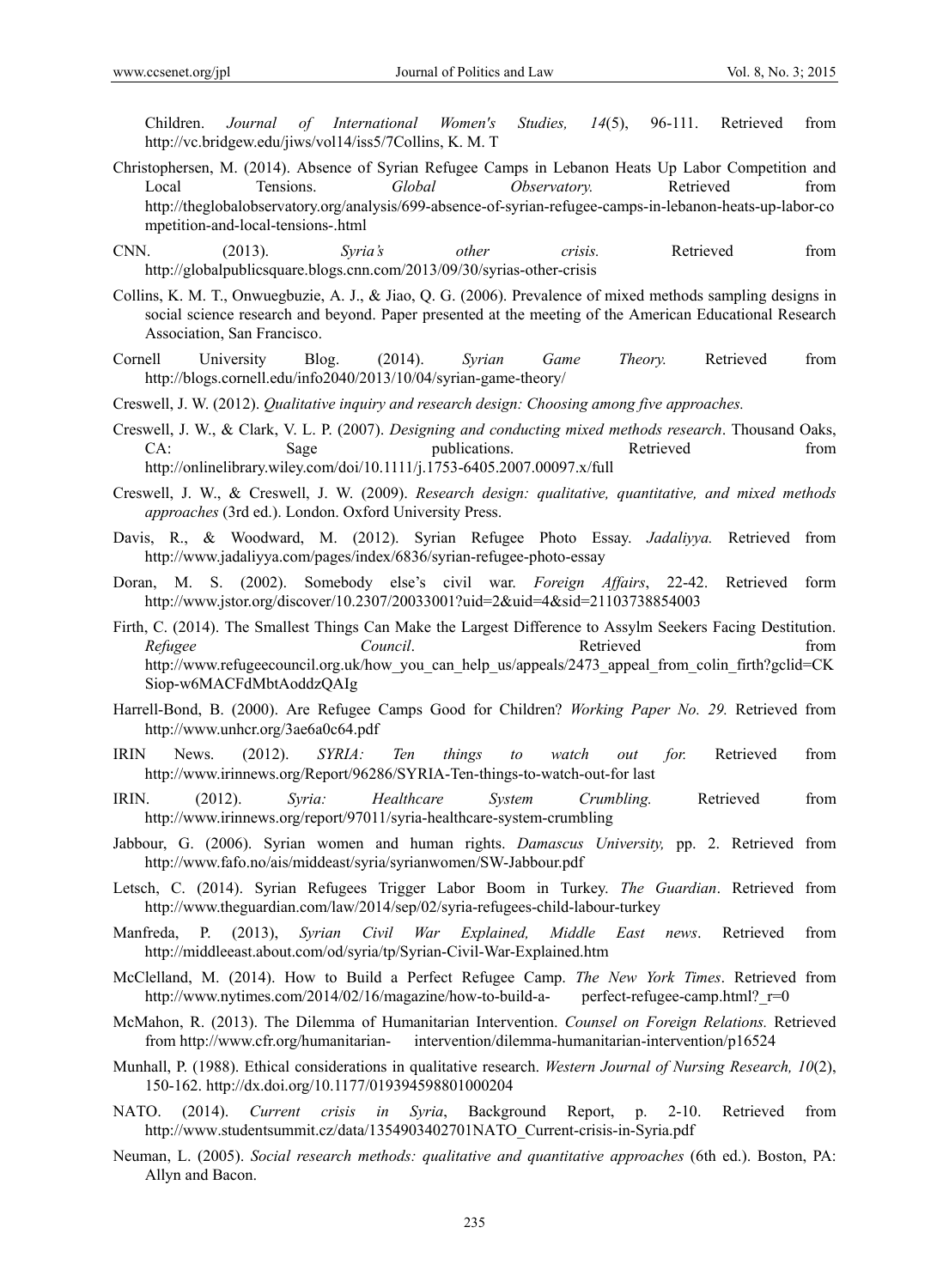Children. *Journal of International Women's Studies, 14*(5), 96-111. Retrieved from http://vc.bridgew.edu/jiws/vol14/iss5/7Collins, K. M. T

Christophersen, M. (2014). Absence of Syrian Refugee Camps in Lebanon Heats Up Labor Competition and Local Tensions. *Global Observatory.* Retrieved from http://theglobalobservatory.org/analysis/699-absence-of-syrian-refugee-camps-in-lebanon-heats-up-labor-competition-and-local-tensions-.html

CNN. (2013). *Syria's other crisis.* Retrieved from http://globalpublicsquare.blogs.cnn.com/2013/09/30/syrias-other-crisis

Collins, K. M. T., Onwuegbuzie, A. J., & Jiao, Q. G. (2006). Prevalence of mixed methods sampling designs in social science research and beyond. Paper presented at the meeting of the American Educational Research Association, San Francisco.

Cornell University Blog. (2014). *Syrian Game Theory.* Retrieved from http://blogs.cornell.edu/info2040/2013/10/04/syrian-game-theory/

Creswell, J. W. (2012). *Qualitative inquiry and research design: Choosing among five approaches.*

Creswell, J. W., & Clark, V. L. P. (2007). *Designing and conducting mixed methods research*. Thousand Oaks, CA: Sage publications. Retrieved from http://onlinelibrary.wiley.com/doi/10.1111/j.1753-6405.2007.00097.x/full

Creswell, J. W., & Creswell, J. W. (2009). *Research design: qualitative, quantitative, and mixed methods approaches* (3rd ed.). London. Oxford University Press.

Davis, R., & Woodward, M. (2012). Syrian Refugee Photo Essay. *Jadaliyya.* Retrieved from http://www.jadaliyya.com/pages/index/6836/syrian-refugee-photo-essay

Doran, M. S. (2002). Somebody else's civil war. *Foreign Affairs*, 22-42. Retrieved form http://www.jstor.org/discover/10.2307/20033001?uid=2&uid=4&sid=21103738854003

Firth, C. (2014). The Smallest Things Can Make the Largest Difference to Assylm Seekers Facing Destitution. *Refugee Council*. Retrieved from http://www.refugeecouncil.org.uk/how_you_can_help_us/appeals/2473_appeal_from_colin_firth?gclid=CKSiop-w6MACFdMbtAoddzQAIg

Harrell-Bond, B. (2000). Are Refugee Camps Good for Children? *Working Paper No. 29.* Retrieved from http://www.unhcr.org/3ae6a0c64.pdf

IRIN News. (2012). *SYRIA: Ten things to watch out for.* Retrieved from http://www.irinnews.org/Report/96286/SYRIA-Ten-things-to-watch-out-for last

IRIN. (2012). *Syria: Healthcare System Crumbling.* Retrieved from http://www.irinnews.org/report/97011/syria-healthcare-system-crumbling

Jabbour, G. (2006). Syrian women and human rights. *Damascus University,* pp. 2. Retrieved from http://www.fafo.no/ais/mideast/syria/syrianwomen/SW-Jabbour.pdf

Letsch, C. (2014). Syrian Refugees Trigger Labor Boom in Turkey. *The Guardian*. Retrieved from http://www.theguardian.com/law/2014/sep/02/syria-refugees-child-labour-turkey

Manfreda, P. (2013), *Syrian Civil War Explained, Middle East news*. Retrieved from http://middleeast.about.com/od/syria/tp/Syrian-Civil-War-Explained.htm

McClelland, M. (2014). How to Build a Perfect Refugee Camp. *The New York Times*. Retrieved from http://www.nytimes.com/2014/02/16/magazine/how-to-build-a- perfect-refugee-camp.html?_r=0

McMahon, R. (2013). The Dilemma of Humanitarian Intervention. *Counsel on Foreign Relations.* Retrieved from http://www.cfr.org/humanitarian- intervention/dilemma-humanitarian-intervention/p16524

Munhall, P. (1988). Ethical considerations in qualitative research. *Western Journal of Nursing Research, 10*(2), 150-162. http://dx.doi.org/10.1177/019394598801000204

NATO. (2014). *Current crisis in Syria*, Background Report, p. 2-10. Retrieved from http://www.studentsummit.cz/data/1354903402701NATO_Current-crisis-in-Syria.pdf

Neuman, L. (2005). *Social research methods: qualitative and quantitative approaches* (6th ed.). Boston, PA: Allyn and Bacon.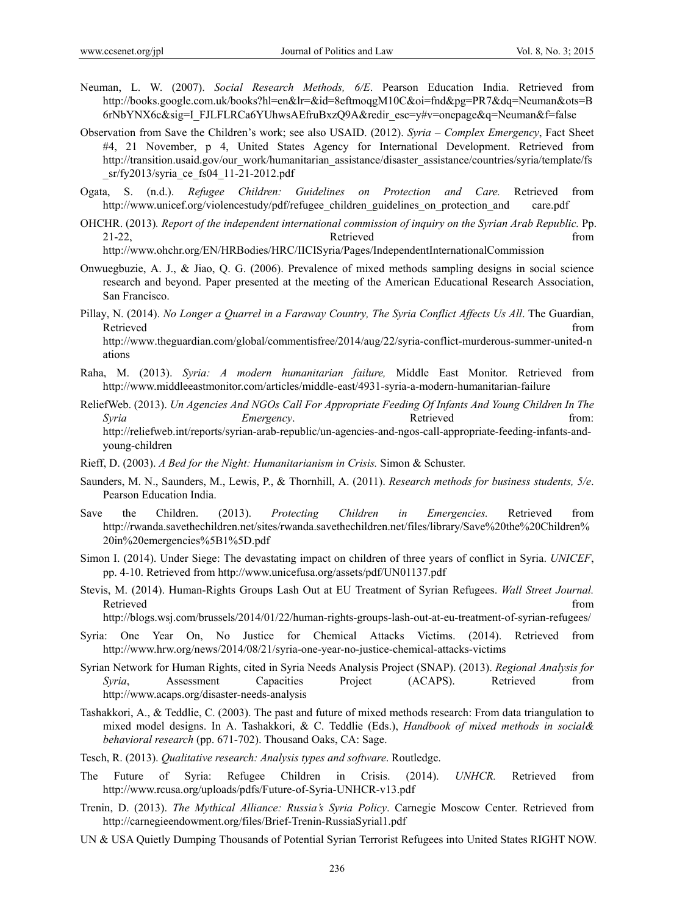Neuman, L. W. (2007). *Social Research Methods, 6/E*. Pearson Education India. Retrieved from http://books.google.com.uk/books?hl=en&lr=&id=8eftmoqgM10C&oi=fnd&pg=PR7&dq=Neuman&ots=B6rNbYNX6c&sig=I_FJLFLRCa6YUhwsAEfruBxzQ9A&redir_esc=y#v=onepage&q=Neuman&f=false

Observation from Save the Children's work; see also USAID. (2012). *Syria – Complex Emergency*, Fact Sheet #4, 21 November, p 4, United States Agency for International Development. Retrieved from http://transition.usaid.gov/our_work/humanitarian_assistance/disaster_assistance/countries/syria/template/fs_sr/fy2013/syria_ce_fs04_11-21-2012.pdf

Ogata, S. (n.d.). *Refugee Children: Guidelines on Protection and Care.* Retrieved from http://www.unicef.org/violencestudy/pdf/refugee_children_guidelines_on_protection_and care.pdf

OHCHR. (2013). *Report of the independent international commission of inquiry on the Syrian Arab Republic.* Pp. 21-22, Retrieved from http://www.ohchr.org/EN/HRBodies/HRC/IICISyria/Pages/IndependentInternationalCommission

Onwuegbuzie, A. J., & Jiao, Q. G. (2006). Prevalence of mixed methods sampling designs in social science research and beyond. Paper presented at the meeting of the American Educational Research Association, San Francisco.

Pillay, N. (2014). *No Longer a Quarrel in a Faraway Country, The Syria Conflict Affects Us All*. The Guardian, Retrieved from http://www.theguardian.com/global/commentisfree/2014/aug/22/syria-conflict-murderous-summer-united-nations

Raha, M. (2013). *Syria: A modern humanitarian failure,* Middle East Monitor. Retrieved from http://www.middleeastmonitor.com/articles/middle-east/4931-syria-a-modern-humanitarian-failure

ReliefWeb. (2013). *Un Agencies And NGOs Call For Appropriate Feeding Of Infants And Young Children In The Syria Emergency*. Retrieved from: http://reliefweb.int/reports/syrian-arab-republic/un-agencies-and-ngos-call-appropriate-feeding-infants-and-young-children

Rieff, D. (2003). *A Bed for the Night: Humanitarianism in Crisis.* Simon & Schuster.

Saunders, M. N., Saunders, M., Lewis, P., & Thornhill, A. (2011). *Research methods for business students, 5/e*. Pearson Education India.

Save the Children. (2013). *Protecting Children in Emergencies.* Retrieved from http://rwanda.savethechildren.net/sites/rwanda.savethechildren.net/files/library/Save%20the%20Children%20in%20emergencies%5B1%5D.pdf

Simon I. (2014). Under Siege: The devastating impact on children of three years of conflict in Syria. *UNICEF*, pp. 4-10. Retrieved from http://www.unicefusa.org/assets/pdf/UN01137.pdf

Stevis, M. (2014). Human-Rights Groups Lash Out at EU Treatment of Syrian Refugees. *Wall Street Journal.* Retrieved from http://blogs.wsj.com/brussels/2014/01/22/human-rights-groups-lash-out-at-eu-treatment-of-syrian-refugees/

Syria: One Year On, No Justice for Chemical Attacks Victims. (2014). Retrieved from http://www.hrw.org/news/2014/08/21/syria-one-year-no-justice-chemical-attacks-victims

Syrian Network for Human Rights, cited in Syria Needs Analysis Project (SNAP). (2013). *Regional Analysis for Syria*, Assessment Capacities Project (ACAPS). Retrieved from http://www.acaps.org/disaster-needs-analysis

Tashakkori, A., & Teddlie, C. (2003). The past and future of mixed methods research: From data triangulation to mixed model designs. In A. Tashakkori, & C. Teddlie (Eds.), *Handbook of mixed methods in social& behavioral research* (pp. 671-702). Thousand Oaks, CA: Sage.

Tesch, R. (2013). *Qualitative research: Analysis types and software*. Routledge.

The Future of Syria: Refugee Children in Crisis. (2014). *UNHCR.* Retrieved from http://www.rcusa.org/uploads/pdfs/Future-of-Syria-UNHCR-v13.pdf

Trenin, D. (2013). *The Mythical Alliance: Russia's Syria Policy*. Carnegie Moscow Center. Retrieved from http://carnegieendowment.org/files/Brief-Trenin-RussiaSyria11.pdf

UN & USA Quietly Dumping Thousands of Potential Syrian Terrorist Refugees into United States RIGHT NOW.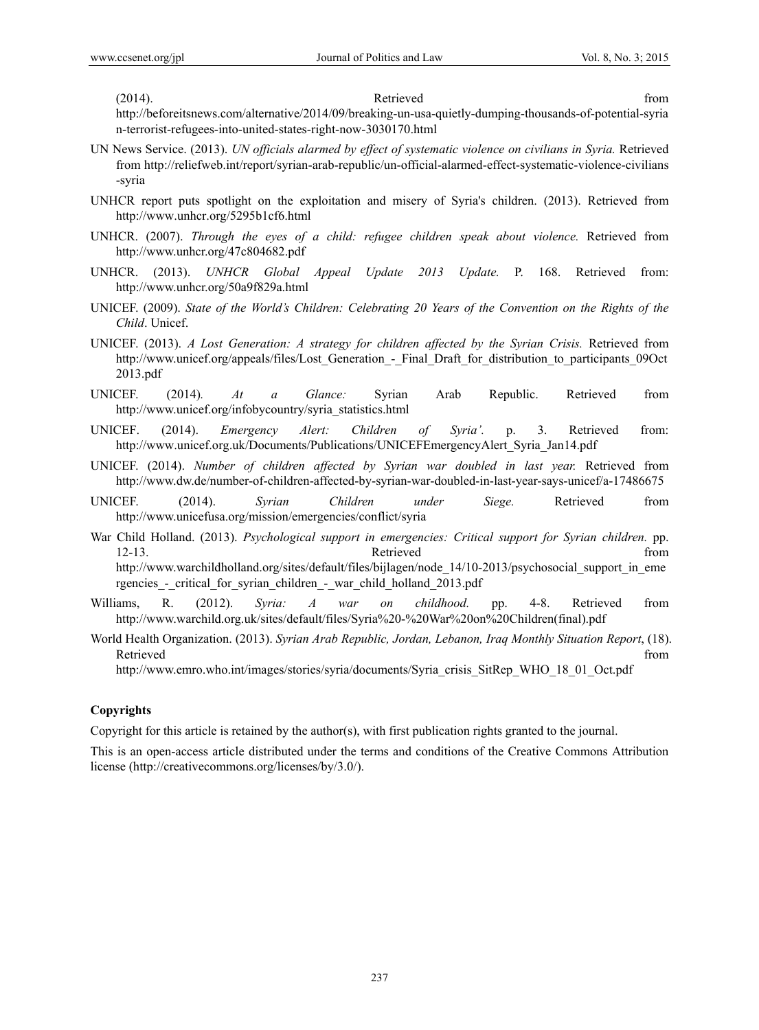(2014). Retrieved from http://beforeitsnews.com/alternative/2014/09/breaking-un-usa-quietly-dumping-thousands-of-potential-syrian-terrorist-refugees-into-united-states-right-now-3030170.html

UN News Service. (2013). *UN officials alarmed by effect of systematic violence on civilians in Syria.* Retrieved from http://reliefweb.int/report/syrian-arab-republic/un-official-alarmed-effect-systematic-violence-civilians-syria

UNHCR report puts spotlight on the exploitation and misery of Syria's children. (2013). Retrieved from http://www.unhcr.org/5295b1cf6.html

UNHCR. (2007). *Through the eyes of a child: refugee children speak about violence.* Retrieved from http://www.unhcr.org/47c804682.pdf

UNHCR. (2013). *UNHCR Global Appeal Update 2013 Update.* P. 168. Retrieved from: http://www.unhcr.org/50a9f829a.html

UNICEF. (2009). *State of the World's Children: Celebrating 20 Years of the Convention on the Rights of the Child*. Unicef.

UNICEF. (2013). *A Lost Generation: A strategy for children affected by the Syrian Crisis.* Retrieved from http://www.unicef.org/appeals/files/Lost_Generation_-_Final_Draft_for_distribution_to_participants_09Oct2013.pdf

UNICEF. (2014). *At a Glance:* Syrian Arab Republic. Retrieved from http://www.unicef.org/infobycountry/syria_statistics.html

UNICEF. (2014). *Emergency Alert: Children of Syria'.* p. 3. Retrieved from: http://www.unicef.org.uk/Documents/Publications/UNICEFEmergencyAlert_Syria_Jan14.pdf

UNICEF. (2014). *Number of children affected by Syrian war doubled in last year.* Retrieved from http://www.dw.de/number-of-children-affected-by-syrian-war-doubled-in-last-year-says-unicef/a-17486675

UNICEF. (2014). *Syrian Children under Siege.* Retrieved from http://www.unicefusa.org/mission/emergencies/conflict/syria

War Child Holland. (2013). *Psychological support in emergencies: Critical support for Syrian children.* pp. 12-13. Retrieved from http://www.warchildholland.org/sites/default/files/bijlagen/node_14/10-2013/psychosocial_support_in_emergencies_-_critical_for_syrian_children_-_war_child_holland_2013.pdf

Williams, R. (2012). *Syria: A war on childhood.* pp. 4-8. Retrieved from http://www.warchild.org.uk/sites/default/files/Syria%20-%20War%20on%20Children(final).pdf

World Health Organization. (2013). *Syrian Arab Republic, Jordan, Lebanon, Iraq Monthly Situation Report*, (18). Retrieved from http://www.emro.who.int/images/stories/syria/documents/Syria_crisis_SitRep_WHO_18_01_Oct.pdf

## Copyrights

Copyright for this article is retained by the author(s), with first publication rights granted to the journal.

This is an open-access article distributed under the terms and conditions of the Creative Commons Attribution license (http://creativecommons.org/licenses/by/3.0/).